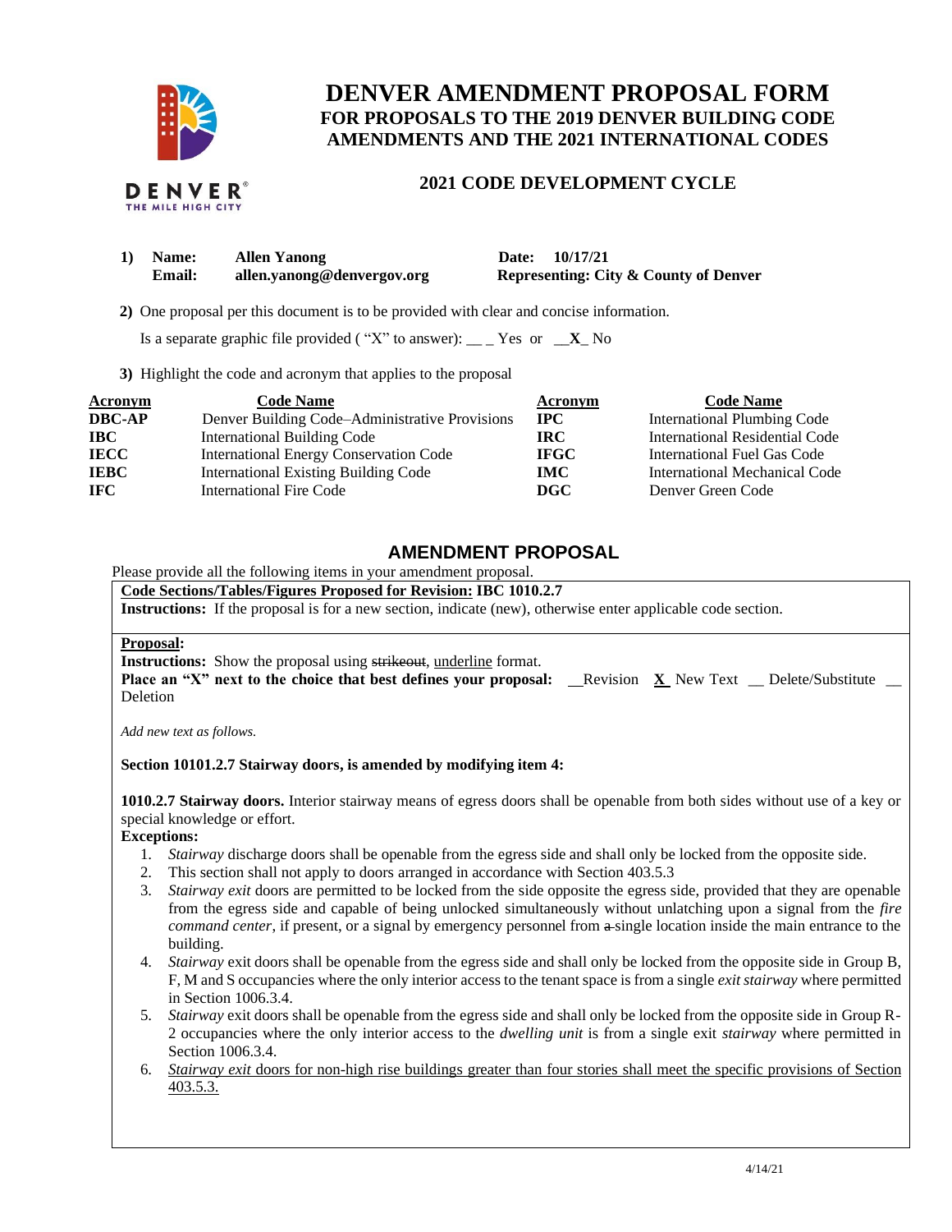# DENVER AMENDMENT PROPOSAL FORM

## FOR PROPOSALS TO THE 2019 DENVER BUILDING CODE AMENDMENTS AND THE 2021 INTERNATIONAL CODES

### 2021 CODE DEVELOPMENT CYCLE

1) **Name:** **Allen Yanong** **Date:** **10/17/21**
   **Email:** **allen.yanong@denvergov.org** **Representing: City & County of Denver**

2) One proposal per this document is to be provided with clear and concise information.

   Is a separate graphic file provided ( "X" to answer): __ _ Yes or __**X**_ No

3) Highlight the code and acronym that applies to the proposal

| Acronym | Code Name | Acronym | Code Name |
|---|---|---|---|
| **DBC-AP** | Denver Building Code–Administrative Provisions | **IPC** | International Plumbing Code |
| **IBC** | International Building Code | **IRC** | International Residential Code |
| **IECC** | International Energy Conservation Code | **IFGC** | International Fuel Gas Code |
| **IEBC** | International Existing Building Code | **IMC** | International Mechanical Code |
| **IFC** | International Fire Code | **DGC** | Denver Green Code |

## AMENDMENT PROPOSAL

Please provide all the following items in your amendment proposal.

**Code Sections/Tables/Figures Proposed for Revision: IBC 1010.2.7**

**Instructions:** If the proposal is for a new section, indicate (new), otherwise enter applicable code section.

**Proposal:**

**Instructions:** Show the proposal using ~~strikeout~~, <u>underline</u> format.

**Place an "X" next to the choice that best defines your proposal:** __Revision **X** New Text __ Delete/Substitute __ Deletion

*Add new text as follows.*

**Section 10101.2.7 Stairway doors, is amended by modifying item 4:**

**1010.2.7 Stairway doors.** Interior stairway means of egress doors shall be openable from both sides without use of a key or special knowledge or effort.

**Exceptions:**

1. *Stairway* discharge doors shall be openable from the egress side and shall only be locked from the opposite side.
2. This section shall not apply to doors arranged in accordance with Section 403.5.3
3. *Stairway exit* doors are permitted to be locked from the side opposite the egress side, provided that they are openable from the egress side and capable of being unlocked simultaneously without unlatching upon a signal from the *fire command center*, if present, or a signal by emergency personnel from ~~a~~ single location inside the main entrance to the building.
4. *Stairway* exit doors shall be openable from the egress side and shall only be locked from the opposite side in Group B, F, M and S occupancies where the only interior access to the tenant space is from a single *exit stairway* where permitted in Section 1006.3.4.
5. *Stairway* exit doors shall be openable from the egress side and shall only be locked from the opposite side in Group R-2 occupancies where the only interior access to the *dwelling unit* is from a single exit *stairway* where permitted in Section 1006.3.4.
6. <u>*Stairway exit* doors for non-high rise buildings greater than four stories shall meet the specific provisions of Section 403.5.3.</u>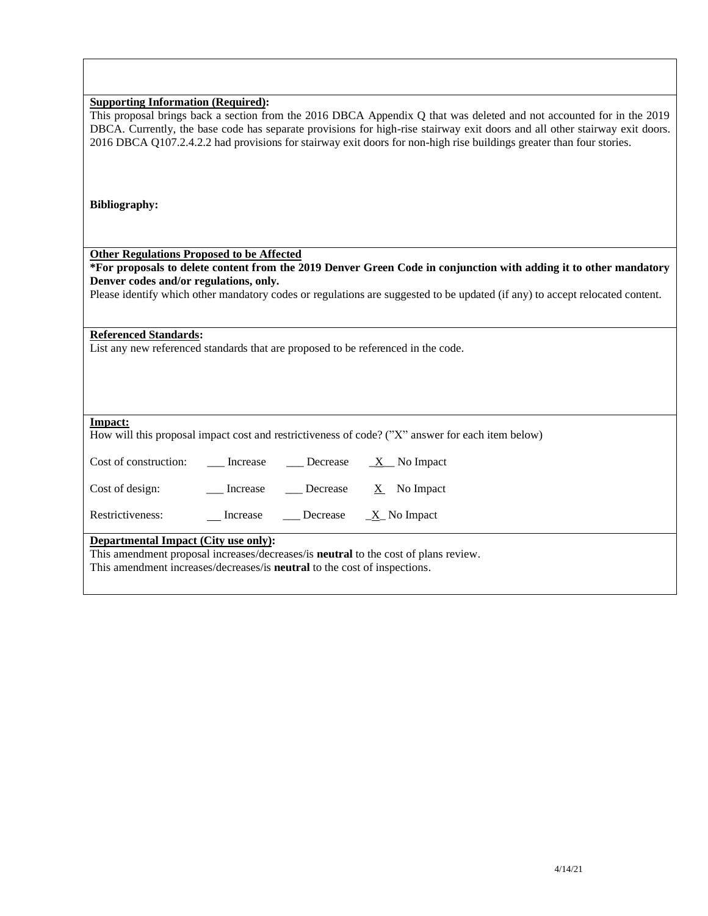**Supporting Information (Required):**

This proposal brings back a section from the 2016 DBCA Appendix Q that was deleted and not accounted for in the 2019 DBCA. Currently, the base code has separate provisions for high-rise stairway exit doors and all other stairway exit doors. 2016 DBCA Q107.2.4.2.2 had provisions for stairway exit doors for non-high rise buildings greater than four stories.

**Bibliography:**

**Other Regulations Proposed to be Affected**

**\*For proposals to delete content from the 2019 Denver Green Code in conjunction with adding it to other mandatory Denver codes and/or regulations, only.**

Please identify which other mandatory codes or regulations are suggested to be updated (if any) to accept relocated content.

**Referenced Standards:**

List any new referenced standards that are proposed to be referenced in the code.

**Impact:**

How will this proposal impact cost and restrictiveness of code? ("X" answer for each item below)

Cost of construction: ___ Increase ___ Decrease _X__ No Impact

Cost of design: ___ Increase ___ Decrease X No Impact

Restrictiveness: ___ Increase ___ Decrease _X_ No Impact

**Departmental Impact (City use only):**

This amendment proposal increases/decreases/is **neutral** to the cost of plans review.

This amendment increases/decreases/is **neutral** to the cost of inspections.

4/14/21